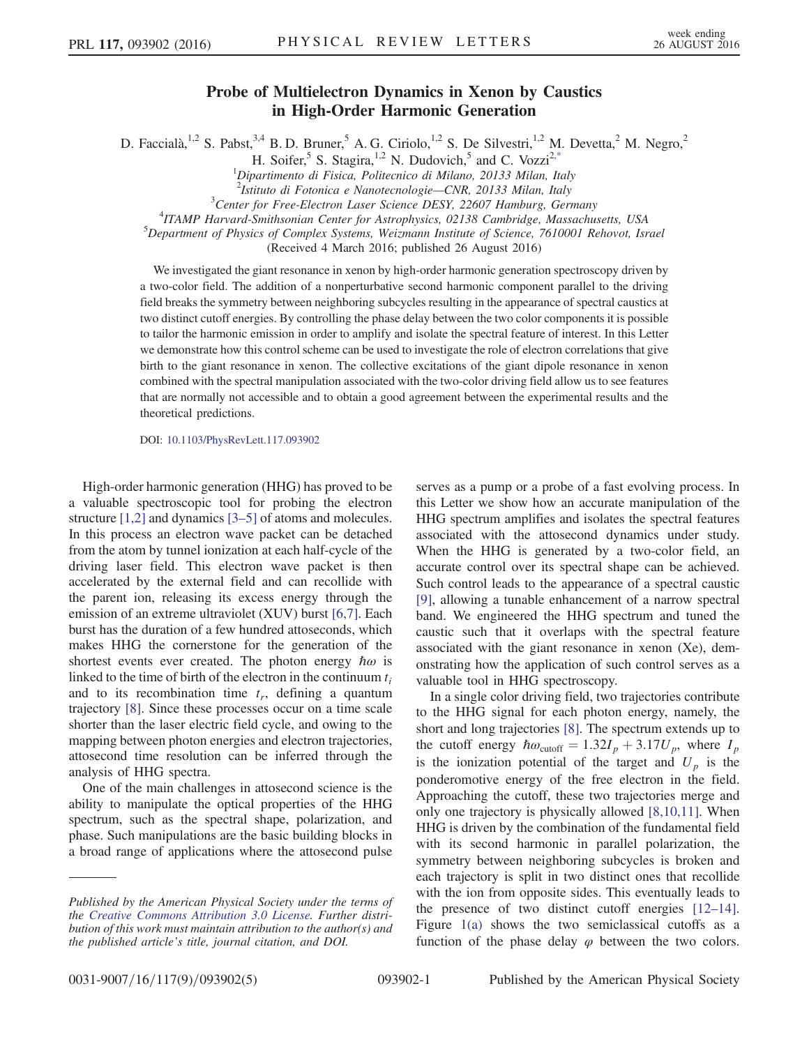# Probe of Multielectron Dynamics in Xenon by Caustics in High-Order Harmonic Generation

D. Faccialà,[1,2] S. Pabst,[3,4] B. D. Bruner,[5] A. G. Ciriolo,[1,2] S. De Silvestri,[1,2] M. Devetta,[2] M. Negro,[2] H. Soifer,[5] S. Stagira,[1,2] N. Dudovich,[5] and C. Vozzi[2,*]

[1]Dipartimento di Fisica, Politecnico di Milano, 20133 Milan, Italy
[2]Istituto di Fotonica e Nanotecnologie—CNR, 20133 Milan, Italy
[3]Center for Free-Electron Laser Science DESY, 22607 Hamburg, Germany
[4]ITAMP Harvard-Smithsonian Center for Astrophysics, 02138 Cambridge, Massachusetts, USA
[5]Department of Physics of Complex Systems, Weizmann Institute of Science, 7610001 Rehovot, Israel

(Received 4 March 2016; published 26 August 2016)

We investigated the giant resonance in xenon by high-order harmonic generation spectroscopy driven by a two-color field. The addition of a nonperturbative second harmonic component parallel to the driving field breaks the symmetry between neighboring subcycles resulting in the appearance of spectral caustics at two distinct cutoff energies. By controlling the phase delay between the two color components it is possible to tailor the harmonic emission in order to amplify and isolate the spectral feature of interest. In this Letter we demonstrate how this control scheme can be used to investigate the role of electron correlations that give birth to the giant resonance in xenon. The collective excitations of the giant dipole resonance in xenon combined with the spectral manipulation associated with the two-color driving field allow us to see features that are normally not accessible and to obtain a good agreement between the experimental results and the theoretical predictions.

DOI: 10.1103/PhysRevLett.117.093902

High-order harmonic generation (HHG) has proved to be a valuable spectroscopic tool for probing the electron structure [1,2] and dynamics [3–5] of atoms and molecules. In this process an electron wave packet can be detached from the atom by tunnel ionization at each half-cycle of the driving laser field. This electron wave packet is then accelerated by the external field and can recollide with the parent ion, releasing its excess energy through the emission of an extreme ultraviolet (XUV) burst [6,7]. Each burst has the duration of a few hundred attoseconds, which makes HHG the cornerstone for the generation of the shortest events ever created. The photon energy $\hbar\omega$ is linked to the time of birth of the electron in the continuum $t_i$ and to its recombination time $t_r$, defining a quantum trajectory [8]. Since these processes occur on a time scale shorter than the laser electric field cycle, and owing to the mapping between photon energies and electron trajectories, attosecond time resolution can be inferred through the analysis of HHG spectra.

One of the main challenges in attosecond science is the ability to manipulate the optical properties of the HHG spectrum, such as the spectral shape, polarization, and phase. Such manipulations are the basic building blocks in a broad range of applications where the attosecond pulse serves as a pump or a probe of a fast evolving process. In this Letter we show how an accurate manipulation of the HHG spectrum amplifies and isolates the spectral features associated with the attosecond dynamics under study. When the HHG is generated by a two-color field, an accurate control over its spectral shape can be achieved. Such control leads to the appearance of a spectral caustic [9], allowing a tunable enhancement of a narrow spectral band. We engineered the HHG spectrum and tuned the caustic such that it overlaps with the spectral feature associated with the giant resonance in xenon (Xe), demonstrating how the application of such control serves as a valuable tool in HHG spectroscopy.

In a single color driving field, two trajectories contribute to the HHG signal for each photon energy, namely, the short and long trajectories [8]. The spectrum extends up to the cutoff energy $\hbar\omega_{\mathrm{cutoff}} = 1.32 I_p + 3.17 U_p$, where $I_p$ is the ionization potential of the target and $U_p$ is the ponderomotive energy of the free electron in the field. Approaching the cutoff, these two trajectories merge and only one trajectory is physically allowed [8,10,11]. When HHG is driven by the combination of the fundamental field with its second harmonic in parallel polarization, the symmetry between neighboring subcycles is broken and each trajectory is split in two distinct ones that recollide with the ion from opposite sides. This eventually leads to the presence of two distinct cutoff energies [12–14]. Figure 1(a) shows the two semiclassical cutoffs as a function of the phase delay $\varphi$ between the two colors.

Published by the American Physical Society under the terms of the Creative Commons Attribution 3.0 License. Further distribution of this work must maintain attribution to the author(s) and the published article's title, journal citation, and DOI.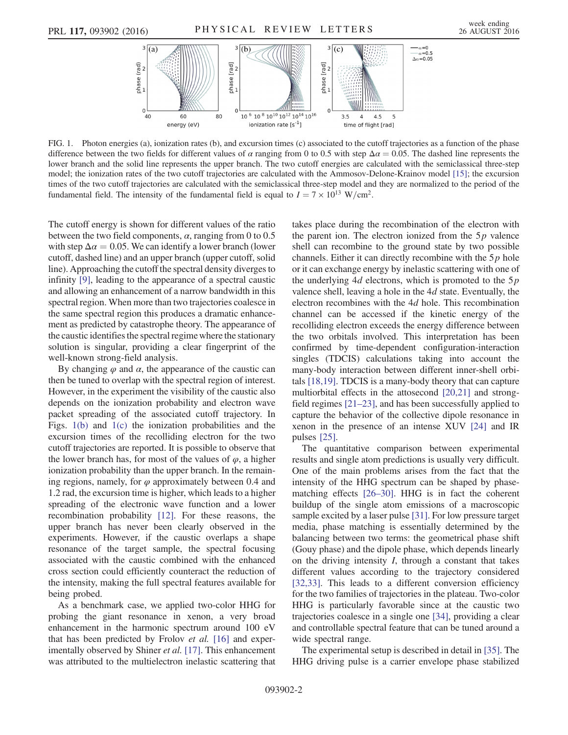FIG. 1. Photon energies (a), ionization rates (b), and excursion times (c) associated to the cutoff trajectories as a function of the phase difference between the two fields for different values of $\alpha$ ranging from 0 to 0.5 with step $\Delta\alpha = 0.05$. The dashed line represents the lower branch and the solid line represents the upper branch. The two cutoff energies are calculated with the semiclassical three-step model; the ionization rates of the two cutoff trajectories are calculated with the Ammosov-Delone-Krainov model [15]; the excursion times of the two cutoff trajectories are calculated with the semiclassical three-step model and they are normalized to the period of the fundamental field. The intensity of the fundamental field is equal to $I = 7 \times 10^{13}$ W/cm$^2$.

The cutoff energy is shown for different values of the ratio between the two field components, $\alpha$, ranging from 0 to 0.5 with step $\Delta\alpha = 0.05$. We can identify a lower branch (lower cutoff, dashed line) and an upper branch (upper cutoff, solid line). Approaching the cutoff the spectral density diverges to infinity [9], leading to the appearance of a spectral caustic and allowing an enhancement of a narrow bandwidth in this spectral region. When more than two trajectories coalesce in the same spectral region this produces a dramatic enhancement as predicted by catastrophe theory. The appearance of the caustic identifies the spectral regime where the stationary solution is singular, providing a clear fingerprint of the well-known strong-field analysis.

By changing $\varphi$ and $\alpha$, the appearance of the caustic can then be tuned to overlap with the spectral region of interest. However, in the experiment the visibility of the caustic also depends on the ionization probability and electron wave packet spreading of the associated cutoff trajectory. In Figs. 1(b) and 1(c) the ionization probabilities and the excursion times of the recolliding electron for the two cutoff trajectories are reported. It is possible to observe that the lower branch has, for most of the values of $\varphi$, a higher ionization probability than the upper branch. In the remaining regions, namely, for $\varphi$ approximately between 0.4 and 1.2 rad, the excursion time is higher, which leads to a higher spreading of the electronic wave function and a lower recombination probability [12]. For these reasons, the upper branch has never been clearly observed in the experiments. However, if the caustic overlaps a shape resonance of the target sample, the spectral focusing associated with the caustic combined with the enhanced cross section could efficiently counteract the reduction of the intensity, making the full spectral features available for being probed.

As a benchmark case, we applied two-color HHG for probing the giant resonance in xenon, a very broad enhancement in the harmonic spectrum around 100 eV that has been predicted by Frolov *et al.* [16] and experimentally observed by Shiner *et al.* [17]. This enhancement was attributed to the multielectron inelastic scattering that takes place during the recombination of the electron with the parent ion. The electron ionized from the $5p$ valence shell can recombine to the ground state by two possible channels. Either it can directly recombine with the $5p$ hole or it can exchange energy by inelastic scattering with one of the underlying $4d$ electrons, which is promoted to the $5p$ valence shell, leaving a hole in the $4d$ state. Eventually, the electron recombines with the $4d$ hole. This recombination channel can be accessed if the kinetic energy of the recolliding electron exceeds the energy difference between the two orbitals involved. This interpretation has been confirmed by time-dependent configuration-interaction singles (TDCIS) calculations taking into account the many-body interaction between different inner-shell orbitals [18,19]. TDCIS is a many-body theory that can capture multiorbital effects in the attosecond [20,21] and strong-field regimes [21–23], and has been successfully applied to capture the behavior of the collective dipole resonance in xenon in the presence of an intense XUV [24] and IR pulses [25].

The quantitative comparison between experimental results and single atom predictions is usually very difficult. One of the main problems arises from the fact that the intensity of the HHG spectrum can be shaped by phase-matching effects [26–30]. HHG is in fact the coherent buildup of the single atom emissions of a macroscopic sample excited by a laser pulse [31]. For low pressure target media, phase matching is essentially determined by the balancing between two terms: the geometrical phase shift (Gouy phase) and the dipole phase, which depends linearly on the driving intensity $I$, through a constant that takes different values according to the trajectory considered [32,33]. This leads to a different conversion efficiency for the two families of trajectories in the plateau. Two-color HHG is particularly favorable since at the caustic two trajectories coalesce in a single one [34], providing a clear and controllable spectral feature that can be tuned around a wide spectral range.

The experimental setup is described in detail in [35]. The HHG driving pulse is a carrier envelope phase stabilized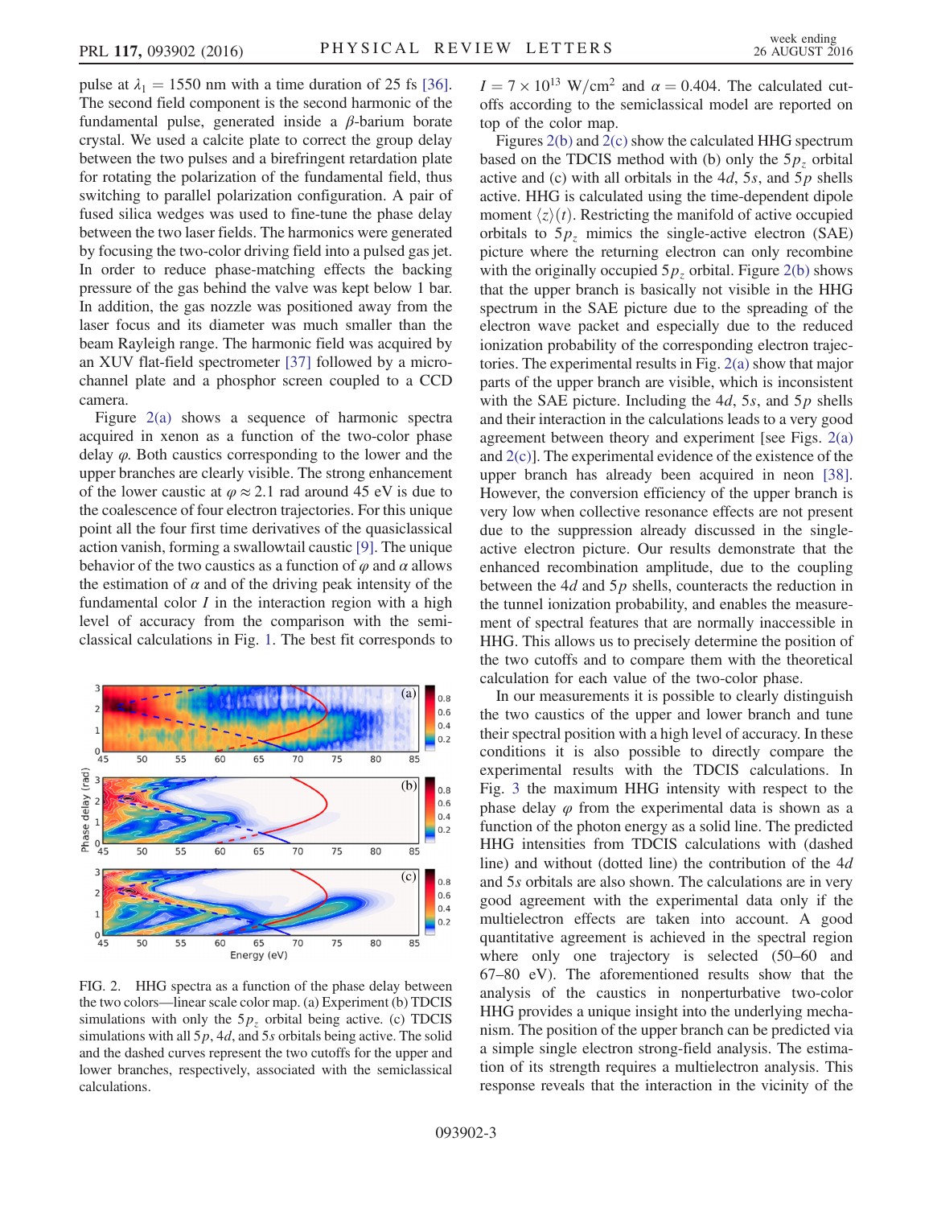pulse at $\lambda_1 = 1550$ nm with a time duration of 25 fs [36]. The second field component is the second harmonic of the fundamental pulse, generated inside a $\beta$-barium borate crystal. We used a calcite plate to correct the group delay between the two pulses and a birefringent retardation plate for rotating the polarization of the fundamental field, thus switching to parallel polarization configuration. A pair of fused silica wedges was used to fine-tune the phase delay between the two laser fields. The harmonics were generated by focusing the two-color driving field into a pulsed gas jet. In order to reduce phase-matching effects the backing pressure of the gas behind the valve was kept below 1 bar. In addition, the gas nozzle was positioned away from the laser focus and its diameter was much smaller than the beam Rayleigh range. The harmonic field was acquired by an XUV flat-field spectrometer [37] followed by a microchannel plate and a phosphor screen coupled to a CCD camera.

Figure 2(a) shows a sequence of harmonic spectra acquired in xenon as a function of the two-color phase delay $\varphi$. Both caustics corresponding to the lower and the upper branches are clearly visible. The strong enhancement of the lower caustic at $\varphi \approx 2.1$ rad around 45 eV is due to the coalescence of four electron trajectories. For this unique point all the four first time derivatives of the quasiclassical action vanish, forming a swallowtail caustic [9]. The unique behavior of the two caustics as a function of $\varphi$ and $\alpha$ allows the estimation of $\alpha$ and of the driving peak intensity of the fundamental color $I$ in the interaction region with a high level of accuracy from the comparison with the semiclassical calculations in Fig. 1. The best fit corresponds to $I = 7 \times 10^{13}$ W/cm$^2$ and $\alpha = 0.404$. The calculated cutoffs according to the semiclassical model are reported on top of the color map.

FIG. 2. HHG spectra as a function of the phase delay between the two colors—linear scale color map. (a) Experiment (b) TDCIS simulations with only the $5p_z$ orbital being active. (c) TDCIS simulations with all $5p$, $4d$, and $5s$ orbitals being active. The solid and the dashed curves represent the two cutoffs for the upper and lower branches, respectively, associated with the semiclassical calculations.

Figures 2(b) and 2(c) show the calculated HHG spectrum based on the TDCIS method with (b) only the $5p_z$ orbital active and (c) with all orbitals in the $4d$, $5s$, and $5p$ shells active. HHG is calculated using the time-dependent dipole moment $\langle z \rangle(t)$. Restricting the manifold of active occupied orbitals to $5p_z$ mimics the single-active electron (SAE) picture where the returning electron can only recombine with the originally occupied $5p_z$ orbital. Figure 2(b) shows that the upper branch is basically not visible in the HHG spectrum in the SAE picture due to the spreading of the electron wave packet and especially due to the reduced ionization probability of the corresponding electron trajectories. The experimental results in Fig. 2(a) show that major parts of the upper branch are visible, which is inconsistent with the SAE picture. Including the $4d$, $5s$, and $5p$ shells and their interaction in the calculations leads to a very good agreement between theory and experiment [see Figs. 2(a) and 2(c)]. The experimental evidence of the existence of the upper branch has already been acquired in neon [38]. However, the conversion efficiency of the upper branch is very low when collective resonance effects are not present due to the suppression already discussed in the single-active electron picture. Our results demonstrate that the enhanced recombination amplitude, due to the coupling between the $4d$ and $5p$ shells, counteracts the reduction in the tunnel ionization probability, and enables the measurement of spectral features that are normally inaccessible in HHG. This allows us to precisely determine the position of the two cutoffs and to compare them with the theoretical calculation for each value of the two-color phase.

In our measurements it is possible to clearly distinguish the two caustics of the upper and lower branch and tune their spectral position with a high level of accuracy. In these conditions it is also possible to directly compare the experimental results with the TDCIS calculations. In Fig. 3 the maximum HHG intensity with respect to the phase delay $\varphi$ from the experimental data is shown as a function of the photon energy as a solid line. The predicted HHG intensities from TDCIS calculations with (dashed line) and without (dotted line) the contribution of the $4d$ and $5s$ orbitals are also shown. The calculations are in very good agreement with the experimental data only if the multielectron effects are taken into account. A good quantitative agreement is achieved in the spectral region where only one trajectory is selected (50–60 and 67–80 eV). The aforementioned results show that the analysis of the caustics in nonperturbative two-color HHG provides a unique insight into the underlying mechanism. The position of the upper branch can be predicted via a simple single electron strong-field analysis. The estimation of its strength requires a multielectron analysis. This response reveals that the interaction in the vicinity of the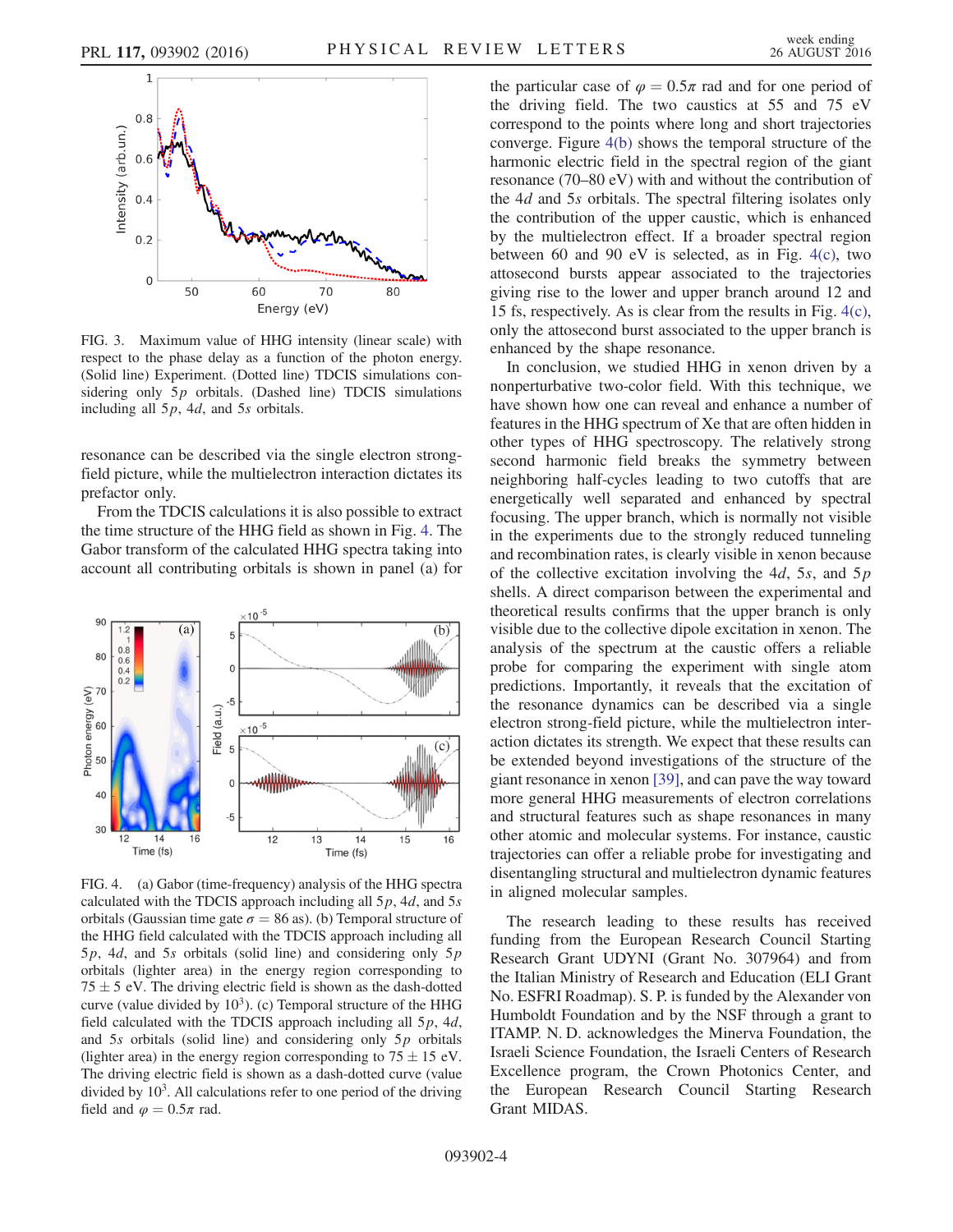FIG. 3. Maximum value of HHG intensity (linear scale) with respect to the phase delay as a function of the photon energy. (Solid line) Experiment. (Dotted line) TDCIS simulations considering only $5p$ orbitals. (Dashed line) TDCIS simulations including all $5p$, $4d$, and $5s$ orbitals.

resonance can be described via the single electron strong-field picture, while the multielectron interaction dictates its prefactor only.

From the TDCIS calculations it is also possible to extract the time structure of the HHG field as shown in Fig. 4. The Gabor transform of the calculated HHG spectra taking into account all contributing orbitals is shown in panel (a) for the particular case of $\varphi = 0.5\pi$ rad and for one period of the driving field. The two caustics at 55 and 75 eV correspond to the points where long and short trajectories converge. Figure 4(b) shows the temporal structure of the harmonic electric field in the spectral region of the giant resonance (70–80 eV) with and without the contribution of the $4d$ and $5s$ orbitals. The spectral filtering isolates only the contribution of the upper caustic, which is enhanced by the multielectron effect. If a broader spectral region between 60 and 90 eV is selected, as in Fig. 4(c), two attosecond bursts appear associated to the trajectories giving rise to the lower and upper branch around 12 and 15 fs, respectively. As is clear from the results in Fig. 4(c), only the attosecond burst associated to the upper branch is enhanced by the shape resonance.

FIG. 4. (a) Gabor (time-frequency) analysis of the HHG spectra calculated with the TDCIS approach including all $5p$, $4d$, and $5s$ orbitals (Gaussian time gate $\sigma = 86$ as). (b) Temporal structure of the HHG field calculated with the TDCIS approach including all $5p$, $4d$, and $5s$ orbitals (solid line) and considering only $5p$ orbitals (lighter area) in the energy region corresponding to $75 \pm 5$ eV. The driving electric field is shown as the dash-dotted curve (value divided by $10^3$). (c) Temporal structure of the HHG field calculated with the TDCIS approach including all $5p$, $4d$, and $5s$ orbitals (solid line) and considering only $5p$ orbitals (lighter area) in the energy region corresponding to $75 \pm 15$ eV. The driving electric field is shown as a dash-dotted curve (value divided by $10^3$. All calculations refer to one period of the driving field and $\varphi = 0.5\pi$ rad.

In conclusion, we studied HHG in xenon driven by a nonperturbative two-color field. With this technique, we have shown how one can reveal and enhance a number of features in the HHG spectrum of Xe that are often hidden in other types of HHG spectroscopy. The relatively strong second harmonic field breaks the symmetry between neighboring half-cycles leading to two cutoffs that are energetically well separated and enhanced by spectral focusing. The upper branch, which is normally not visible in the experiments due to the strongly reduced tunneling and recombination rates, is clearly visible in xenon because of the collective excitation involving the $4d$, $5s$, and $5p$ shells. A direct comparison between the experimental and theoretical results confirms that the upper branch is only visible due to the collective dipole excitation in xenon. The analysis of the spectrum at the caustic offers a reliable probe for comparing the experiment with single atom predictions. Importantly, it reveals that the excitation of the resonance dynamics can be described via a single electron strong-field picture, while the multielectron interaction dictates its strength. We expect that these results can be extended beyond investigations of the structure of the giant resonance in xenon [39], and can pave the way toward more general HHG measurements of electron correlations and structural features such as shape resonances in many other atomic and molecular systems. For instance, caustic trajectories can offer a reliable probe for investigating and disentangling structural and multielectron dynamic features in aligned molecular samples.

The research leading to these results has received funding from the European Research Council Starting Research Grant UDYNI (Grant No. 307964) and from the Italian Ministry of Research and Education (ELI Grant No. ESFRI Roadmap). S. P. is funded by the Alexander von Humboldt Foundation and by the NSF through a grant to ITAMP. N. D. acknowledges the Minerva Foundation, the Israeli Science Foundation, the Israeli Centers of Research Excellence program, the Crown Photonics Center, and the European Research Council Starting Research Grant MIDAS.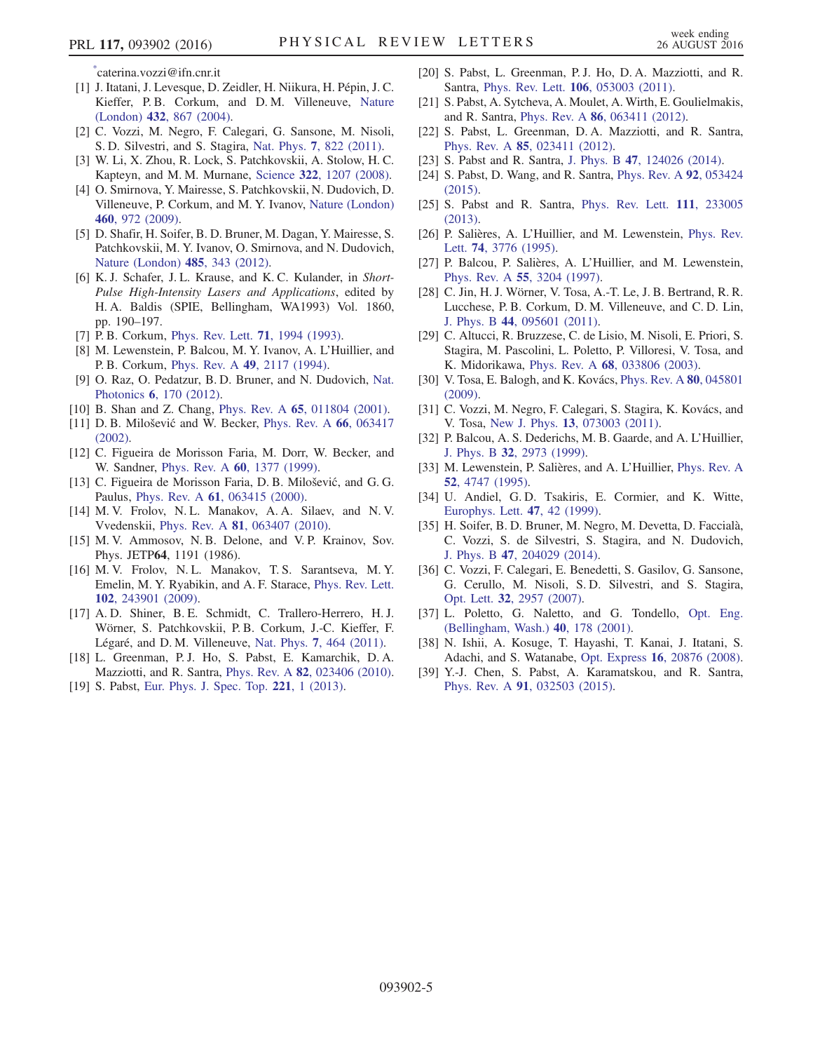[*] caterina.vozzi@ifn.cnr.it

[1] J. Itatani, J. Levesque, D. Zeidler, H. Niikura, H. Pépin, J. C. Kieffer, P. B. Corkum, and D. M. Villeneuve, Nature (London) **432**, 867 (2004).

[2] C. Vozzi, M. Negro, F. Calegari, G. Sansone, M. Nisoli, S. D. Silvestri, and S. Stagira, Nat. Phys. **7**, 822 (2011).

[3] W. Li, X. Zhou, R. Lock, S. Patchkovskii, A. Stolow, H. C. Kapteyn, and M. M. Murnane, Science **322**, 1207 (2008).

[4] O. Smirnova, Y. Mairesse, S. Patchkovskii, N. Dudovich, D. Villeneuve, P. Corkum, and M. Y. Ivanov, Nature (London) **460**, 972 (2009).

[5] D. Shafir, H. Soifer, B. D. Bruner, M. Dagan, Y. Mairesse, S. Patchkovskii, M. Y. Ivanov, O. Smirnova, and N. Dudovich, Nature (London) **485**, 343 (2012).

[6] K. J. Schafer, J. L. Krause, and K. C. Kulander, in *Short-Pulse High-Intensity Lasers and Applications*, edited by H. A. Baldis (SPIE, Bellingham, WA1993) Vol. 1860, pp. 190–197.

[7] P. B. Corkum, Phys. Rev. Lett. **71**, 1994 (1993).

[8] M. Lewenstein, P. Balcou, M. Y. Ivanov, A. L'Huillier, and P. B. Corkum, Phys. Rev. A **49**, 2117 (1994).

[9] O. Raz, O. Pedatzur, B. D. Bruner, and N. Dudovich, Nat. Photonics **6**, 170 (2012).

[10] B. Shan and Z. Chang, Phys. Rev. A **65**, 011804 (2001).

[11] D. B. Milošević and W. Becker, Phys. Rev. A **66**, 063417 (2002).

[12] C. Figueira de Morisson Faria, M. Dorr, W. Becker, and W. Sandner, Phys. Rev. A **60**, 1377 (1999).

[13] C. Figueira de Morisson Faria, D. B. Milošević, and G. G. Paulus, Phys. Rev. A **61**, 063415 (2000).

[14] M. V. Frolov, N. L. Manakov, A. A. Silaev, and N. V. Vvedenskii, Phys. Rev. A **81**, 063407 (2010).

[15] M. V. Ammosov, N. B. Delone, and V. P. Krainov, Sov. Phys. JETP**64**, 1191 (1986).

[16] M. V. Frolov, N. L. Manakov, T. S. Sarantseva, M. Y. Emelin, M. Y. Ryabikin, and A. F. Starace, Phys. Rev. Lett. **102**, 243901 (2009).

[17] A. D. Shiner, B. E. Schmidt, C. Trallero-Herrero, H. J. Wörner, S. Patchkovskii, P. B. Corkum, J.-C. Kieffer, F. Légaré, and D. M. Villeneuve, Nat. Phys. **7**, 464 (2011).

[18] L. Greenman, P. J. Ho, S. Pabst, E. Kamarchik, D. A. Mazziotti, and R. Santra, Phys. Rev. A **82**, 023406 (2010).

[19] S. Pabst, Eur. Phys. J. Spec. Top. **221**, 1 (2013).

[20] S. Pabst, L. Greenman, P. J. Ho, D. A. Mazziotti, and R. Santra, Phys. Rev. Lett. **106**, 053003 (2011).

[21] S. Pabst, A. Sytcheva, A. Moulet, A. Wirth, E. Goulielmakis, and R. Santra, Phys. Rev. A **86**, 063411 (2012).

[22] S. Pabst, L. Greenman, D. A. Mazziotti, and R. Santra, Phys. Rev. A **85**, 023411 (2012).

[23] S. Pabst and R. Santra, J. Phys. B **47**, 124026 (2014).

[24] S. Pabst, D. Wang, and R. Santra, Phys. Rev. A **92**, 053424 (2015).

[25] S. Pabst and R. Santra, Phys. Rev. Lett. **111**, 233005 (2013).

[26] P. Salières, A. L'Huillier, and M. Lewenstein, Phys. Rev. Lett. **74**, 3776 (1995).

[27] P. Balcou, P. Salières, A. L'Huillier, and M. Lewenstein, Phys. Rev. A **55**, 3204 (1997).

[28] C. Jin, H. J. Wörner, V. Tosa, A.-T. Le, J. B. Bertrand, R. R. Lucchese, P. B. Corkum, D. M. Villeneuve, and C. D. Lin, J. Phys. B **44**, 095601 (2011).

[29] C. Altucci, R. Bruzzese, C. de Lisio, M. Nisoli, E. Priori, S. Stagira, M. Pascolini, L. Poletto, P. Villoresi, V. Tosa, and K. Midorikawa, Phys. Rev. A **68**, 033806 (2003).

[30] V. Tosa, E. Balogh, and K. Kovács, Phys. Rev. A **80**, 045801 (2009).

[31] C. Vozzi, M. Negro, F. Calegari, S. Stagira, K. Kovács, and V. Tosa, New J. Phys. **13**, 073003 (2011).

[32] P. Balcou, A. S. Dederichs, M. B. Gaarde, and A. L'Huillier, J. Phys. B **32**, 2973 (1999).

[33] M. Lewenstein, P. Salières, and A. L'Huillier, Phys. Rev. A **52**, 4747 (1995).

[34] U. Andiel, G. D. Tsakiris, E. Cormier, and K. Witte, Europhys. Lett. **47**, 42 (1999).

[35] H. Soifer, B. D. Bruner, M. Negro, M. Devetta, D. Faccialà, C. Vozzi, S. de Silvestri, S. Stagira, and N. Dudovich, J. Phys. B **47**, 204029 (2014).

[36] C. Vozzi, F. Calegari, E. Benedetti, S. Gasilov, G. Sansone, G. Cerullo, M. Nisoli, S. D. Silvestri, and S. Stagira, Opt. Lett. **32**, 2957 (2007).

[37] L. Poletto, G. Naletto, and G. Tondello, Opt. Eng. (Bellingham, Wash.) **40**, 178 (2001).

[38] N. Ishii, A. Kosuge, T. Hayashi, T. Kanai, J. Itatani, S. Adachi, and S. Watanabe, Opt. Express **16**, 20876 (2008).

[39] Y.-J. Chen, S. Pabst, A. Karamatskou, and R. Santra, Phys. Rev. A **91**, 032503 (2015).